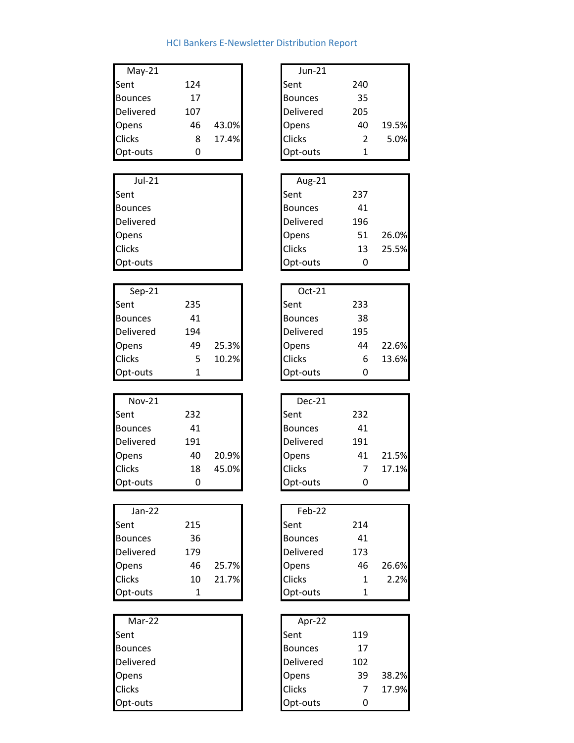# HCI Bankers E-Newsletter Distribution Report

| May-21 | | |
|---|---|---|
| Sent | 124 | |
| Bounces | 17 | |
| Delivered | 107 | |
| Opens | 46 | 43.0% |
| Clicks | 8 | 17.4% |
| Opt-outs | 0 | |

| Jun-21 | | |
|---|---|---|
| Sent | 240 | |
| Bounces | 35 | |
| Delivered | 205 | |
| Opens | 40 | 19.5% |
| Clicks | 2 | 5.0% |
| Opt-outs | 1 | |

| Jul-21 | | |
|---|---|---|
| Sent | | |
| Bounces | | |
| Delivered | | |
| Opens | | |
| Clicks | | |
| Opt-outs | | |

| Aug-21 | | |
|---|---|---|
| Sent | 237 | |
| Bounces | 41 | |
| Delivered | 196 | |
| Opens | 51 | 26.0% |
| Clicks | 13 | 25.5% |
| Opt-outs | 0 | |

| Sep-21 | | |
|---|---|---|
| Sent | 235 | |
| Bounces | 41 | |
| Delivered | 194 | |
| Opens | 49 | 25.3% |
| Clicks | 5 | 10.2% |
| Opt-outs | 1 | |

| Oct-21 | | |
|---|---|---|
| Sent | 233 | |
| Bounces | 38 | |
| Delivered | 195 | |
| Opens | 44 | 22.6% |
| Clicks | 6 | 13.6% |
| Opt-outs | 0 | |

| Nov-21 | | |
|---|---|---|
| Sent | 232 | |
| Bounces | 41 | |
| Delivered | 191 | |
| Opens | 40 | 20.9% |
| Clicks | 18 | 45.0% |
| Opt-outs | 0 | |

| Dec-21 | | |
|---|---|---|
| Sent | 232 | |
| Bounces | 41 | |
| Delivered | 191 | |
| Opens | 41 | 21.5% |
| Clicks | 7 | 17.1% |
| Opt-outs | 0 | |

| Jan-22 | | |
|---|---|---|
| Sent | 215 | |
| Bounces | 36 | |
| Delivered | 179 | |
| Opens | 46 | 25.7% |
| Clicks | 10 | 21.7% |
| Opt-outs | 1 | |

| Feb-22 | | |
|---|---|---|
| Sent | 214 | |
| Bounces | 41 | |
| Delivered | 173 | |
| Opens | 46 | 26.6% |
| Clicks | 1 | 2.2% |
| Opt-outs | 1 | |

| Mar-22 | | |
|---|---|---|
| Sent | | |
| Bounces | | |
| Delivered | | |
| Opens | | |
| Clicks | | |
| Opt-outs | | |

| Apr-22 | | |
|---|---|---|
| Sent | 119 | |
| Bounces | 17 | |
| Delivered | 102 | |
| Opens | 39 | 38.2% |
| Clicks | 7 | 17.9% |
| Opt-outs | 0 | |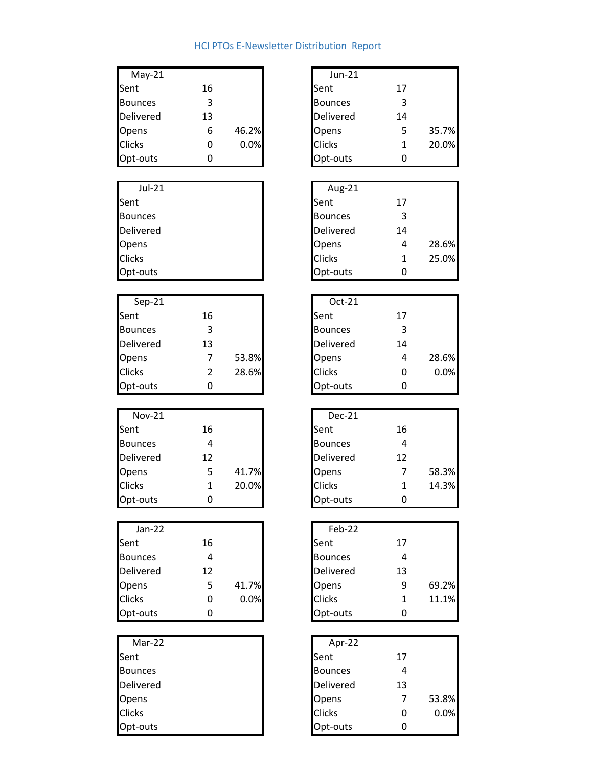# HCI PTOs E-Newsletter Distribution Report

| May-21 | | |
|---|---|---|
| Sent | 16 | |
| Bounces | 3 | |
| Delivered | 13 | |
| Opens | 6 | 46.2% |
| Clicks | 0 | 0.0% |
| Opt-outs | 0 | |

| Jun-21 | | |
|---|---|---|
| Sent | 17 | |
| Bounces | 3 | |
| Delivered | 14 | |
| Opens | 5 | 35.7% |
| Clicks | 1 | 20.0% |
| Opt-outs | 0 | |

| Jul-21 | | |
|---|---|---|
| Sent | | |
| Bounces | | |
| Delivered | | |
| Opens | | |
| Clicks | | |
| Opt-outs | | |

| Aug-21 | | |
|---|---|---|
| Sent | 17 | |
| Bounces | 3 | |
| Delivered | 14 | |
| Opens | 4 | 28.6% |
| Clicks | 1 | 25.0% |
| Opt-outs | 0 | |

| Sep-21 | | |
|---|---|---|
| Sent | 16 | |
| Bounces | 3 | |
| Delivered | 13 | |
| Opens | 7 | 53.8% |
| Clicks | 2 | 28.6% |
| Opt-outs | 0 | |

| Oct-21 | | |
|---|---|---|
| Sent | 17 | |
| Bounces | 3 | |
| Delivered | 14 | |
| Opens | 4 | 28.6% |
| Clicks | 0 | 0.0% |
| Opt-outs | 0 | |

| Nov-21 | | |
|---|---|---|
| Sent | 16 | |
| Bounces | 4 | |
| Delivered | 12 | |
| Opens | 5 | 41.7% |
| Clicks | 1 | 20.0% |
| Opt-outs | 0 | |

| Dec-21 | | |
|---|---|---|
| Sent | 16 | |
| Bounces | 4 | |
| Delivered | 12 | |
| Opens | 7 | 58.3% |
| Clicks | 1 | 14.3% |
| Opt-outs | 0 | |

| Jan-22 | | |
|---|---|---|
| Sent | 16 | |
| Bounces | 4 | |
| Delivered | 12 | |
| Opens | 5 | 41.7% |
| Clicks | 0 | 0.0% |
| Opt-outs | 0 | |

| Feb-22 | | |
|---|---|---|
| Sent | 17 | |
| Bounces | 4 | |
| Delivered | 13 | |
| Opens | 9 | 69.2% |
| Clicks | 1 | 11.1% |
| Opt-outs | 0 | |

| Mar-22 | | |
|---|---|---|
| Sent | | |
| Bounces | | |
| Delivered | | |
| Opens | | |
| Clicks | | |
| Opt-outs | | |

| Apr-22 | | |
|---|---|---|
| Sent | 17 | |
| Bounces | 4 | |
| Delivered | 13 | |
| Opens | 7 | 53.8% |
| Clicks | 0 | 0.0% |
| Opt-outs | 0 | |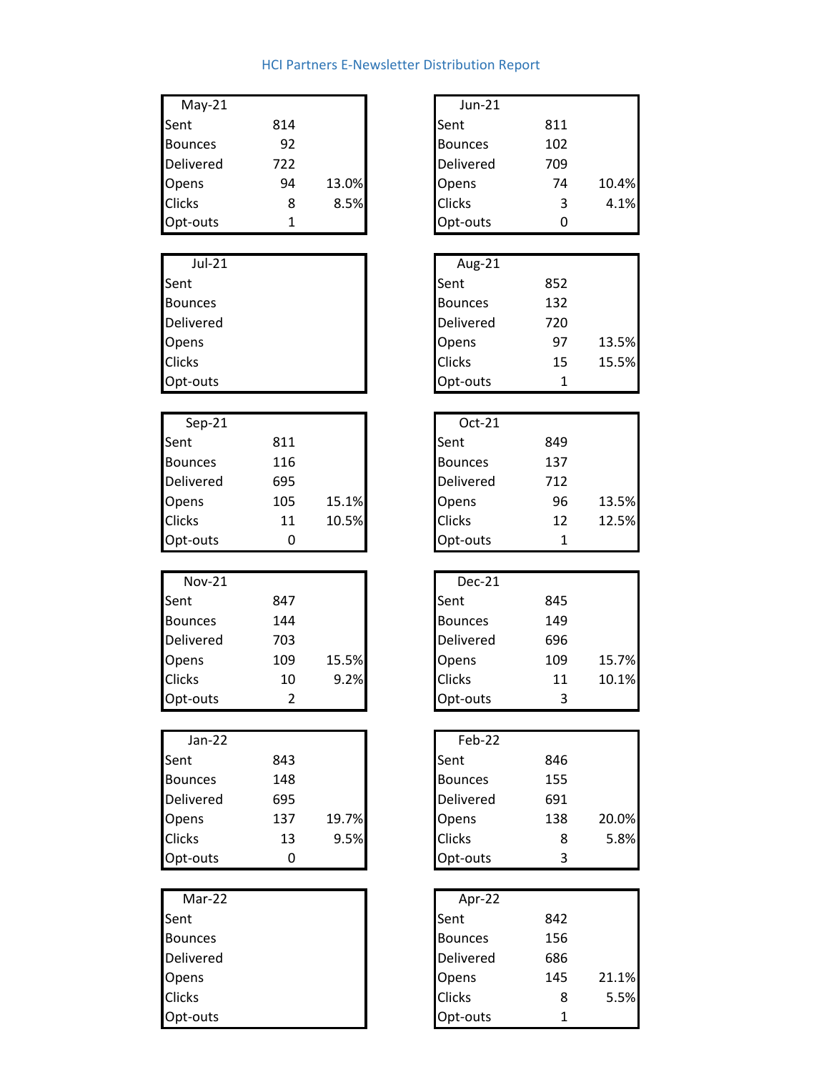# HCI Partners E-Newsletter Distribution Report

| May-21 | | |
|---|---|---|
| Sent | 814 | |
| Bounces | 92 | |
| Delivered | 722 | |
| Opens | 94 | 13.0% |
| Clicks | 8 | 8.5% |
| Opt-outs | 1 | |

| Jun-21 | | |
|---|---|---|
| Sent | 811 | |
| Bounces | 102 | |
| Delivered | 709 | |
| Opens | 74 | 10.4% |
| Clicks | 3 | 4.1% |
| Opt-outs | 0 | |

| Jul-21 | | |
|---|---|---|
| Sent | | |
| Bounces | | |
| Delivered | | |
| Opens | | |
| Clicks | | |
| Opt-outs | | |

| Aug-21 | | |
|---|---|---|
| Sent | 852 | |
| Bounces | 132 | |
| Delivered | 720 | |
| Opens | 97 | 13.5% |
| Clicks | 15 | 15.5% |
| Opt-outs | 1 | |

| Sep-21 | | |
|---|---|---|
| Sent | 811 | |
| Bounces | 116 | |
| Delivered | 695 | |
| Opens | 105 | 15.1% |
| Clicks | 11 | 10.5% |
| Opt-outs | 0 | |

| Oct-21 | | |
|---|---|---|
| Sent | 849 | |
| Bounces | 137 | |
| Delivered | 712 | |
| Opens | 96 | 13.5% |
| Clicks | 12 | 12.5% |
| Opt-outs | 1 | |

| Nov-21 | | |
|---|---|---|
| Sent | 847 | |
| Bounces | 144 | |
| Delivered | 703 | |
| Opens | 109 | 15.5% |
| Clicks | 10 | 9.2% |
| Opt-outs | 2 | |

| Dec-21 | | |
|---|---|---|
| Sent | 845 | |
| Bounces | 149 | |
| Delivered | 696 | |
| Opens | 109 | 15.7% |
| Clicks | 11 | 10.1% |
| Opt-outs | 3 | |

| Jan-22 | | |
|---|---|---|
| Sent | 843 | |
| Bounces | 148 | |
| Delivered | 695 | |
| Opens | 137 | 19.7% |
| Clicks | 13 | 9.5% |
| Opt-outs | 0 | |

| Feb-22 | | |
|---|---|---|
| Sent | 846 | |
| Bounces | 155 | |
| Delivered | 691 | |
| Opens | 138 | 20.0% |
| Clicks | 8 | 5.8% |
| Opt-outs | 3 | |

| Mar-22 | | |
|---|---|---|
| Sent | | |
| Bounces | | |
| Delivered | | |
| Opens | | |
| Clicks | | |
| Opt-outs | | |

| Apr-22 | | |
|---|---|---|
| Sent | 842 | |
| Bounces | 156 | |
| Delivered | 686 | |
| Opens | 145 | 21.1% |
| Clicks | 8 | 5.5% |
| Opt-outs | 1 | |